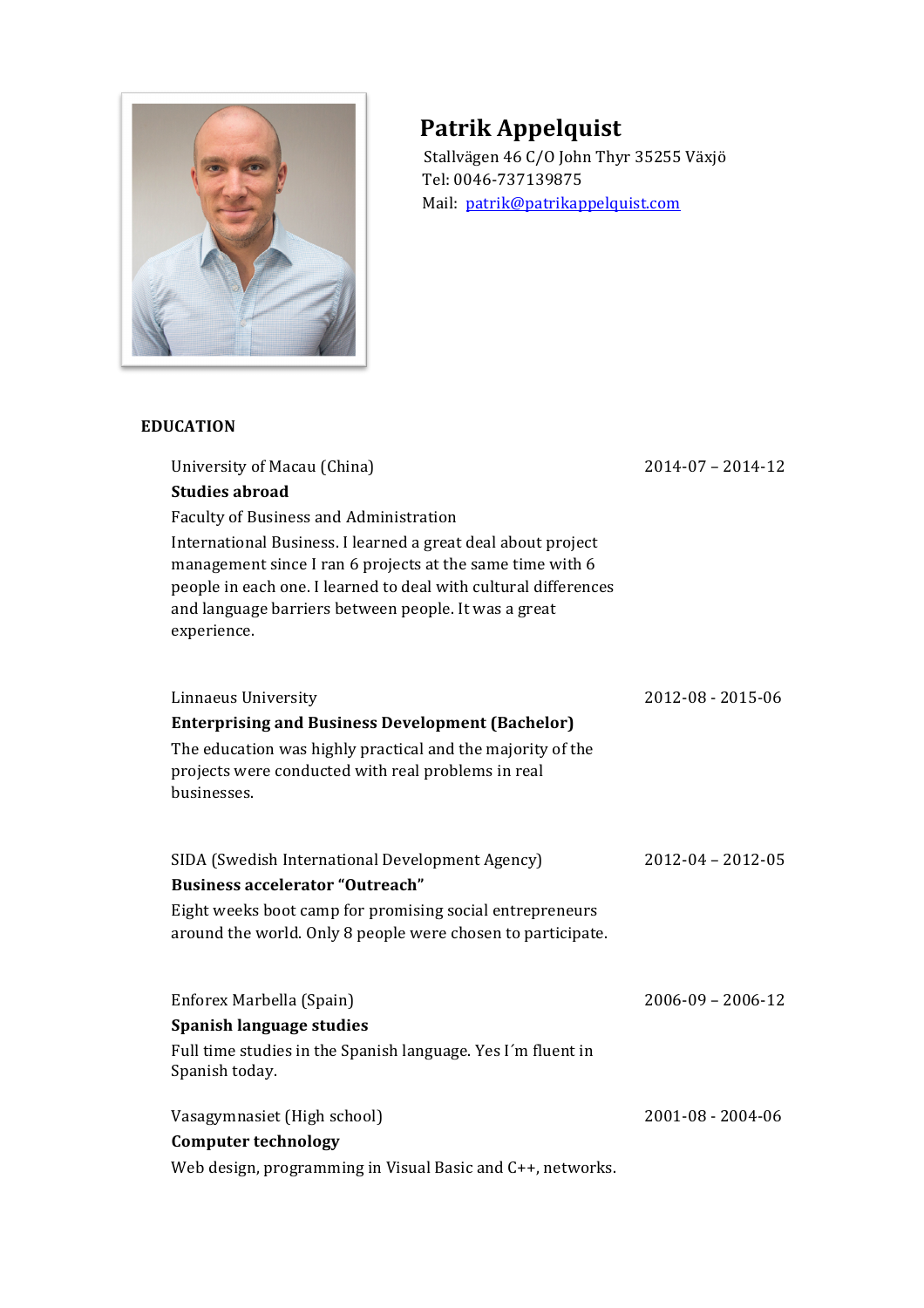# Patrik Appelquist

Stallvägen 46 C/O John Thyr 35255 Växjö
Tel: 0046-737139875
Mail: patrik@patrikappelquist.com

## EDUCATION

University of Macau (China) — 2014-07 – 2014-12
**Studies abroad**
Faculty of Business and Administration
International Business. I learned a great deal about project management since I ran 6 projects at the same time with 6 people in each one. I learned to deal with cultural differences and language barriers between people. It was a great experience.

Linnaeus University — 2012-08 - 2015-06
**Enterprising and Business Development (Bachelor)**
The education was highly practical and the majority of the projects were conducted with real problems in real businesses.

SIDA (Swedish International Development Agency) — 2012-04 – 2012-05
**Business accelerator "Outreach"**
Eight weeks boot camp for promising social entrepreneurs around the world. Only 8 people were chosen to participate.

Enforex Marbella (Spain) — 2006-09 – 2006-12
**Spanish language studies**
Full time studies in the Spanish language. Yes I´m fluent in Spanish today.

Vasagymnasiet (High school) — 2001-08 - 2004-06
**Computer technology**
Web design, programming in Visual Basic and C++, networks.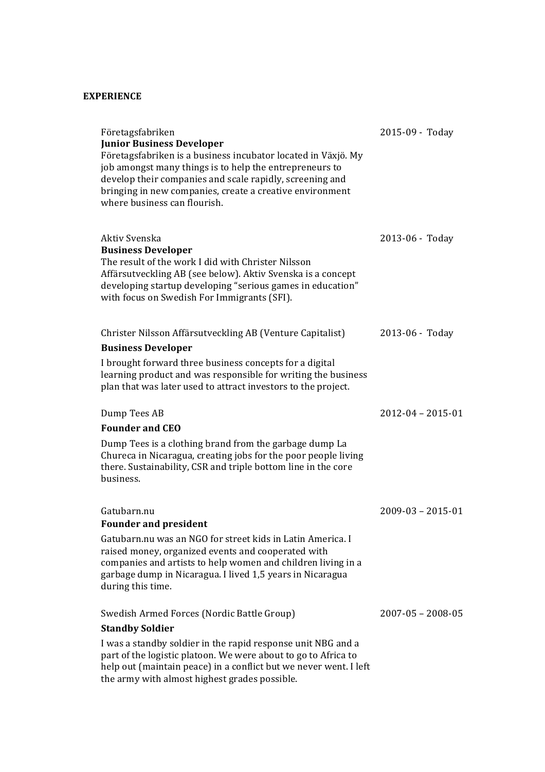## EXPERIENCE

Företagsfabriken — 2015-09 - Today

**Junior Business Developer**

Företagsfabriken is a business incubator located in Växjö. My job amongst many things is to help the entrepreneurs to develop their companies and scale rapidly, screening and bringing in new companies, create a creative environment where business can flourish.

Aktiv Svenska — 2013-06 - Today

**Business Developer**

The result of the work I did with Christer Nilsson Affärsutveckling AB (see below). Aktiv Svenska is a concept developing startup developing "serious games in education" with focus on Swedish For Immigrants (SFI).

Christer Nilsson Affärsutveckling AB (Venture Capitalist) — 2013-06 - Today

**Business Developer**

I brought forward three business concepts for a digital learning product and was responsible for writing the business plan that was later used to attract investors to the project.

Dump Tees AB — 2012-04 – 2015-01

**Founder and CEO**

Dump Tees is a clothing brand from the garbage dump La Chureca in Nicaragua, creating jobs for the poor people living there. Sustainability, CSR and triple bottom line in the core business.

Gatubarn.nu — 2009-03 – 2015-01

**Founder and president**

Gatubarn.nu was an NGO for street kids in Latin America. I raised money, organized events and cooperated with companies and artists to help women and children living in a garbage dump in Nicaragua. I lived 1,5 years in Nicaragua during this time.

Swedish Armed Forces (Nordic Battle Group) — 2007-05 – 2008-05

**Standby Soldier**

I was a standby soldier in the rapid response unit NBG and a part of the logistic platoon. We were about to go to Africa to help out (maintain peace) in a conflict but we never went. I left the army with almost highest grades possible.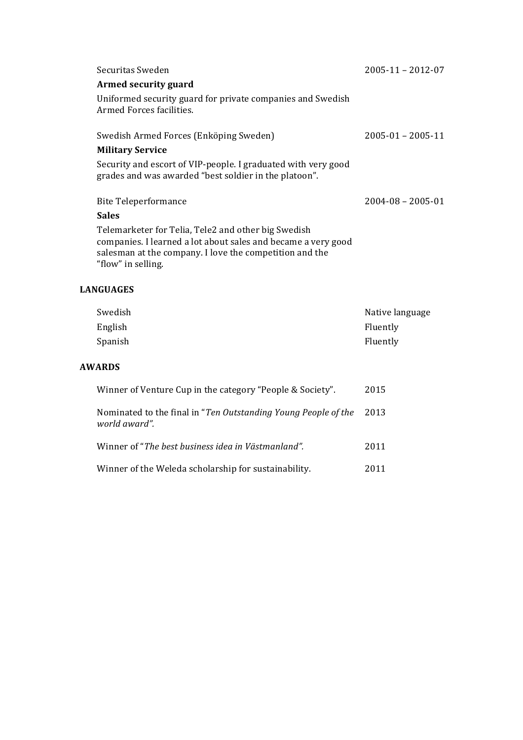Securitas Sweden — 2005-11 – 2012-07

**Armed security guard**

Uniformed security guard for private companies and Swedish Armed Forces facilities.

Swedish Armed Forces (Enköping Sweden) — 2005-01 – 2005-11

**Military Service**

Security and escort of VIP-people. I graduated with very good grades and was awarded "best soldier in the platoon".

Bite Teleperformance — 2004-08 – 2005-01

**Sales**

Telemarketer for Telia, Tele2 and other big Swedish companies. I learned a lot about sales and became a very good salesman at the company. I love the competition and the "flow" in selling.

## LANGUAGES

| | |
|---|---|
| Swedish | Native language |
| English | Fluently |
| Spanish | Fluently |

## AWARDS

| | |
|---|---|
| Winner of Venture Cup in the category "People & Society". | 2015 |
| Nominated to the final in "*Ten Outstanding Young People of the world award".* | 2013 |
| Winner of "*The best business idea in Västmanland".* | 2011 |
| Winner of the Weleda scholarship for sustainability. | 2011 |